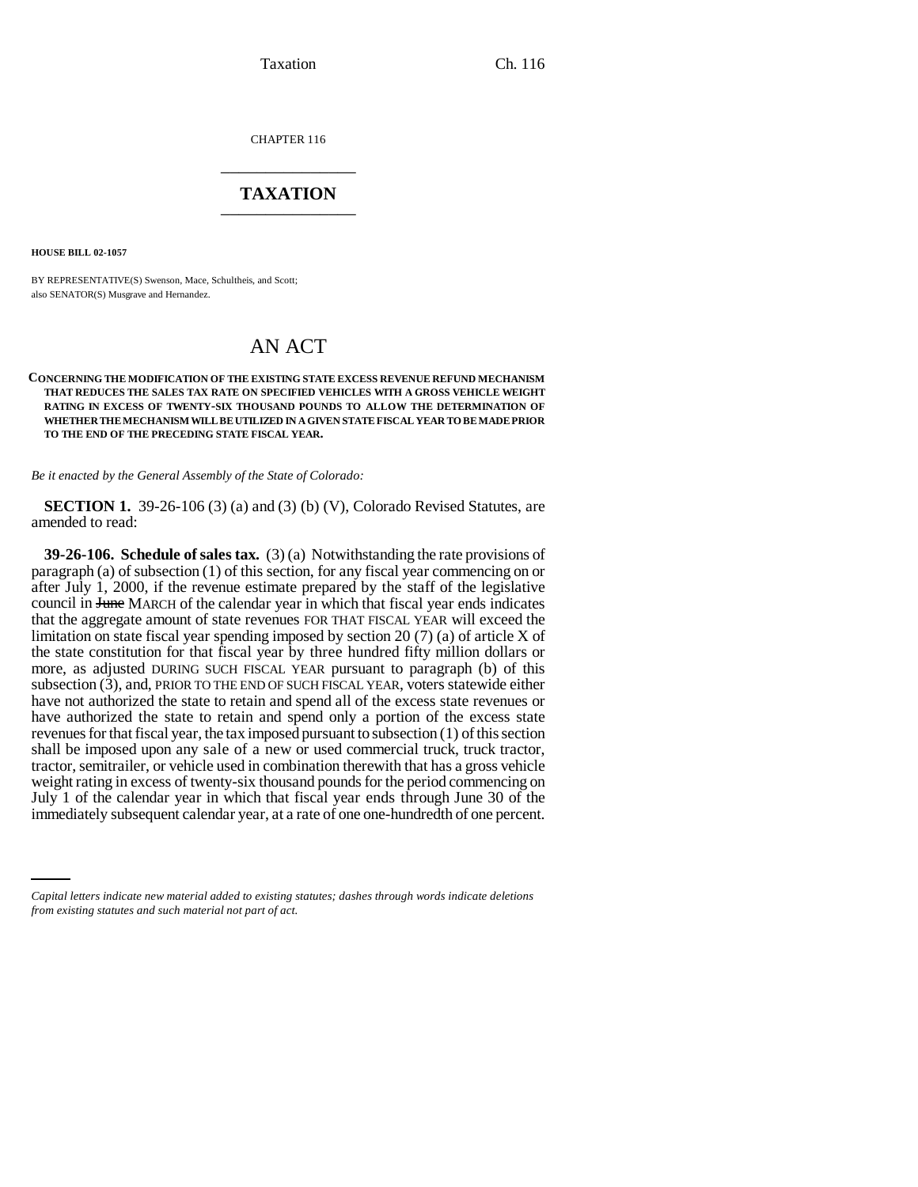CHAPTER 116

# TAXATION

**HOUSE BILL 02-1057**

BY REPRESENTATIVE(S) Swenson, Mace, Schultheis, and Scott;
also SENATOR(S) Musgrave and Hernandez.

# AN ACT

**CONCERNING THE MODIFICATION OF THE EXISTING STATE EXCESS REVENUE REFUND MECHANISM THAT REDUCES THE SALES TAX RATE ON SPECIFIED VEHICLES WITH A GROSS VEHICLE WEIGHT RATING IN EXCESS OF TWENTY-SIX THOUSAND POUNDS TO ALLOW THE DETERMINATION OF WHETHER THE MECHANISM WILL BE UTILIZED IN A GIVEN STATE FISCAL YEAR TO BE MADE PRIOR TO THE END OF THE PRECEDING STATE FISCAL YEAR.**

*Be it enacted by the General Assembly of the State of Colorado:*

**SECTION 1.** 39-26-106 (3) (a) and (3) (b) (V), Colorado Revised Statutes, are amended to read:

**39-26-106. Schedule of sales tax.** (3) (a) Notwithstanding the rate provisions of paragraph (a) of subsection (1) of this section, for any fiscal year commencing on or after July 1, 2000, if the revenue estimate prepared by the staff of the legislative council in ~~June~~ MARCH of the calendar year in which that fiscal year ends indicates that the aggregate amount of state revenues FOR THAT FISCAL YEAR will exceed the limitation on state fiscal year spending imposed by section 20 (7) (a) of article X of the state constitution for that fiscal year by three hundred fifty million dollars or more, as adjusted DURING SUCH FISCAL YEAR pursuant to paragraph (b) of this subsection (3), and, PRIOR TO THE END OF SUCH FISCAL YEAR, voters statewide either have not authorized the state to retain and spend all of the excess state revenues or have authorized the state to retain and spend only a portion of the excess state revenues for that fiscal year, the tax imposed pursuant to subsection (1) of this section shall be imposed upon any sale of a new or used commercial truck, truck tractor, tractor, semitrailer, or vehicle used in combination therewith that has a gross vehicle weight rating in excess of twenty-six thousand pounds for the period commencing on July 1 of the calendar year in which that fiscal year ends through June 30 of the immediately subsequent calendar year, at a rate of one one-hundredth of one percent.

*Capital letters indicate new material added to existing statutes; dashes through words indicate deletions from existing statutes and such material not part of act.*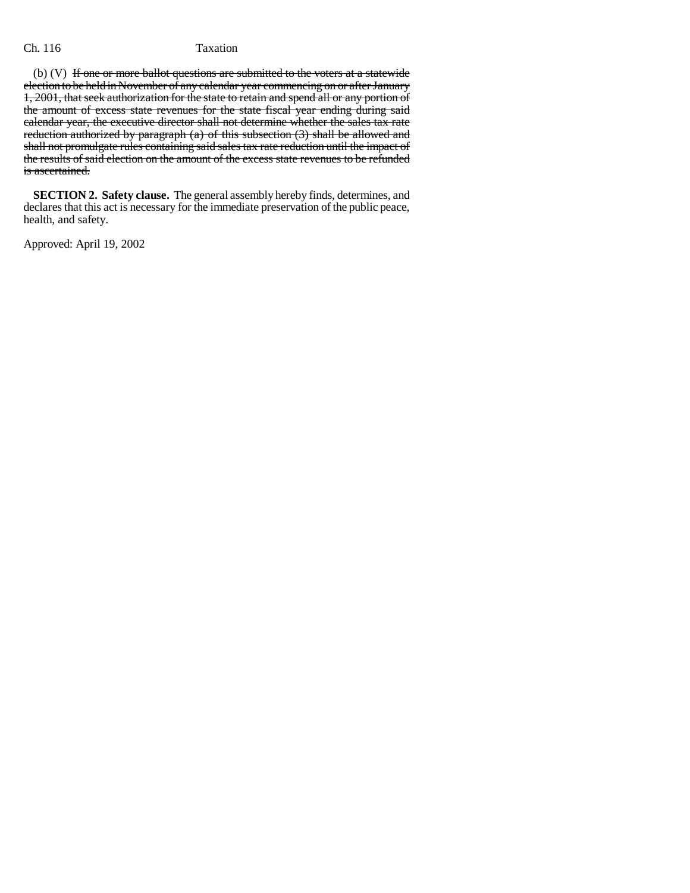(b) (V) ~~If one or more ballot questions are submitted to the voters at a statewide election to be held in November of any calendar year commencing on or after January 1, 2001, that seek authorization for the state to retain and spend all or any portion of the amount of excess state revenues for the state fiscal year ending during said calendar year, the executive director shall not determine whether the sales tax rate reduction authorized by paragraph (a) of this subsection (3) shall be allowed and shall not promulgate rules containing said sales tax rate reduction until the impact of the results of said election on the amount of the excess state revenues to be refunded is ascertained.~~

**SECTION 2. Safety clause.** The general assembly hereby finds, determines, and declares that this act is necessary for the immediate preservation of the public peace, health, and safety.

Approved: April 19, 2002